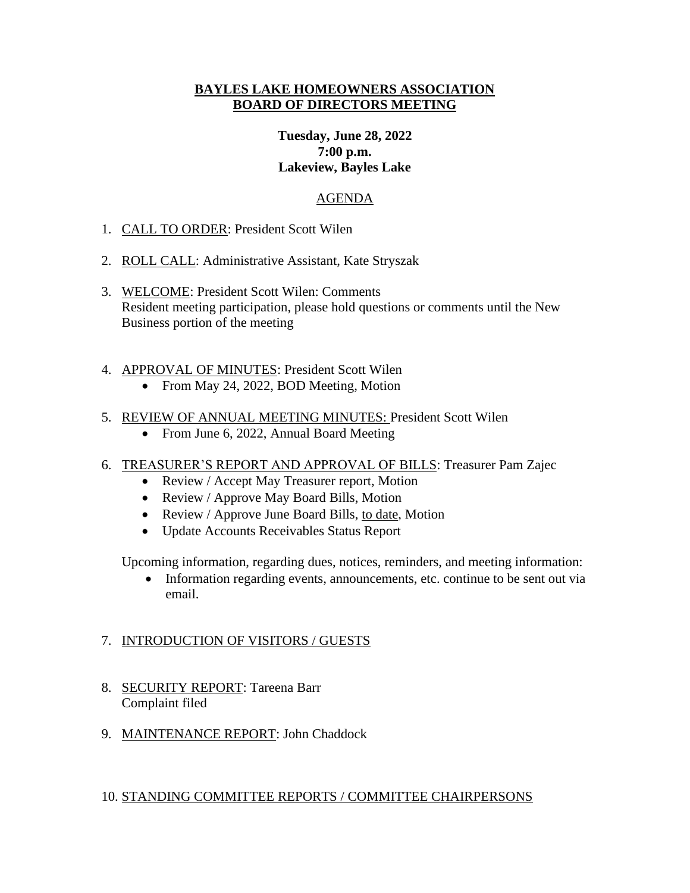# BAYLES LAKE HOMEOWNERS ASSOCIATION
# BOARD OF DIRECTORS MEETING

**Tuesday, June 28, 2022**
**7:00 p.m.**
**Lakeview, Bayles Lake**

## AGENDA

1. CALL TO ORDER: President Scott Wilen

2. ROLL CALL: Administrative Assistant, Kate Stryszak

3. WELCOME: President Scott Wilen: Comments
   Resident meeting participation, please hold questions or comments until the New Business portion of the meeting

4. APPROVAL OF MINUTES: President Scott Wilen
   - From May 24, 2022, BOD Meeting, Motion

5. REVIEW OF ANNUAL MEETING MINUTES: President Scott Wilen
   - From June 6, 2022, Annual Board Meeting

6. TREASURER'S REPORT AND APPROVAL OF BILLS: Treasurer Pam Zajec
   - Review / Accept May Treasurer report, Motion
   - Review / Approve May Board Bills, Motion
   - Review / Approve June Board Bills, to date, Motion
   - Update Accounts Receivables Status Report

   Upcoming information, regarding dues, notices, reminders, and meeting information:
   - Information regarding events, announcements, etc. continue to be sent out via email.

7. INTRODUCTION OF VISITORS / GUESTS

8. SECURITY REPORT: Tareena Barr
   Complaint filed

9. MAINTENANCE REPORT: John Chaddock

10. STANDING COMMITTEE REPORTS / COMMITTEE CHAIRPERSONS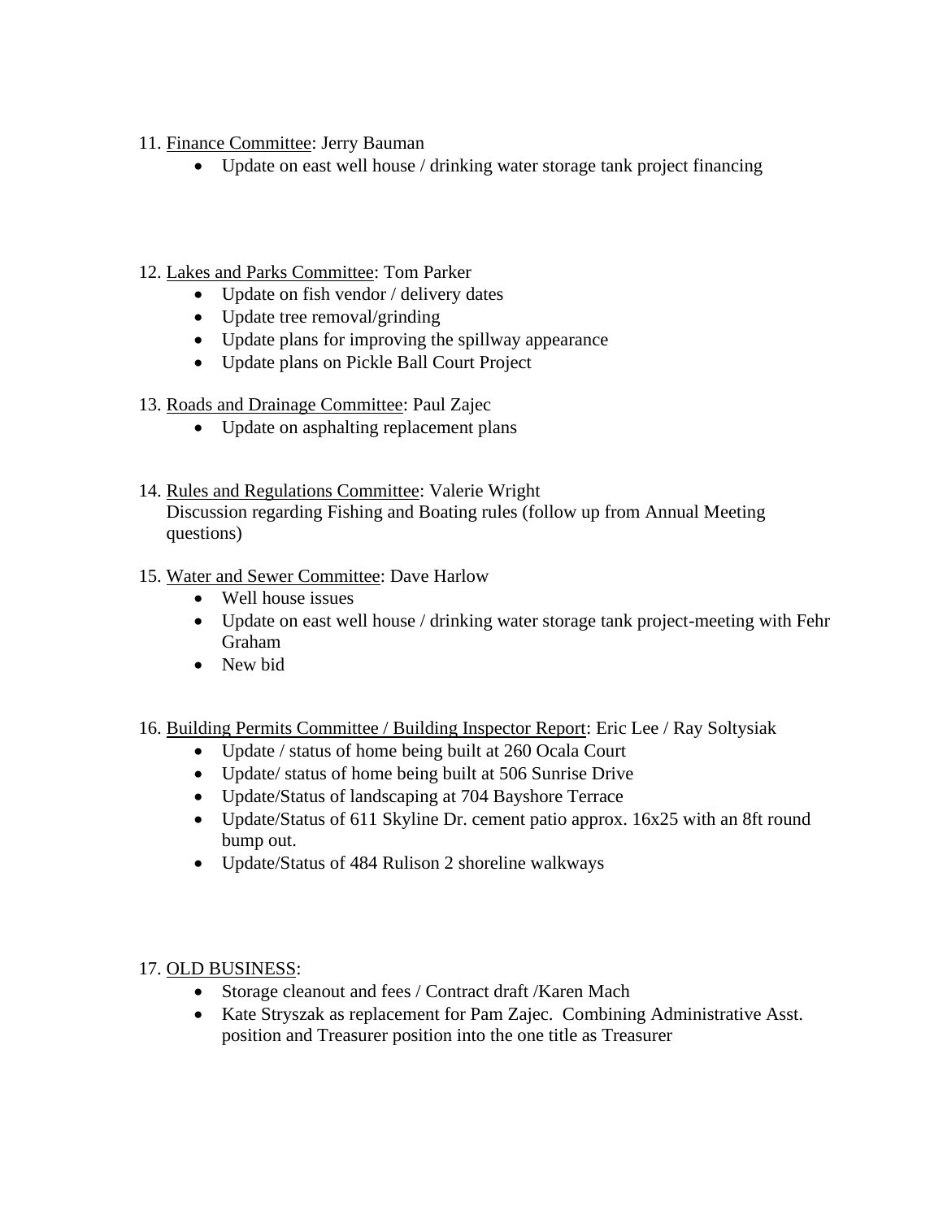11. Finance Committee: Jerry Bauman
    - Update on east well house / drinking water storage tank project financing

12. Lakes and Parks Committee: Tom Parker
    - Update on fish vendor / delivery dates
    - Update tree removal/grinding
    - Update plans for improving the spillway appearance
    - Update plans on Pickle Ball Court Project

13. Roads and Drainage Committee: Paul Zajec
    - Update on asphalting replacement plans

14. Rules and Regulations Committee: Valerie Wright
    Discussion regarding Fishing and Boating rules (follow up from Annual Meeting questions)

15. Water and Sewer Committee: Dave Harlow
    - Well house issues
    - Update on east well house / drinking water storage tank project-meeting with Fehr Graham
    - New bid

16. Building Permits Committee / Building Inspector Report: Eric Lee / Ray Soltysiak
    - Update / status of home being built at 260 Ocala Court
    - Update/ status of home being built at 506 Sunrise Drive
    - Update/Status of landscaping at 704 Bayshore Terrace
    - Update/Status of 611 Skyline Dr. cement patio approx. 16x25 with an 8ft round bump out.
    - Update/Status of 484 Rulison 2 shoreline walkways

17. OLD BUSINESS:
    - Storage cleanout and fees / Contract draft /Karen Mach
    - Kate Stryszak as replacement for Pam Zajec. Combining Administrative Asst. position and Treasurer position into the one title as Treasurer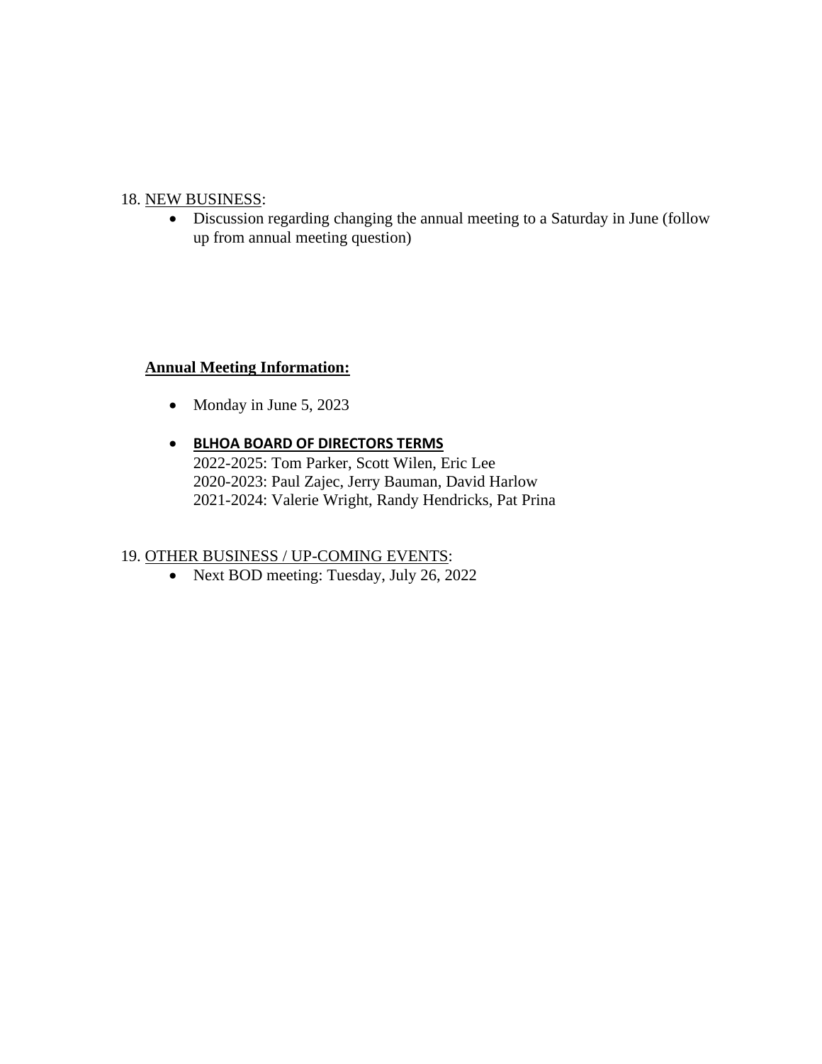18. NEW BUSINESS:
    - Discussion regarding changing the annual meeting to a Saturday in June (follow up from annual meeting question)

**Annual Meeting Information:**

- Monday in June 5, 2023

- **BLHOA BOARD OF DIRECTORS TERMS**
  2022-2025: Tom Parker, Scott Wilen, Eric Lee
  2020-2023: Paul Zajec, Jerry Bauman, David Harlow
  2021-2024: Valerie Wright, Randy Hendricks, Pat Prina

19. OTHER BUSINESS / UP-COMING EVENTS:
    - Next BOD meeting: Tuesday, July 26, 2022